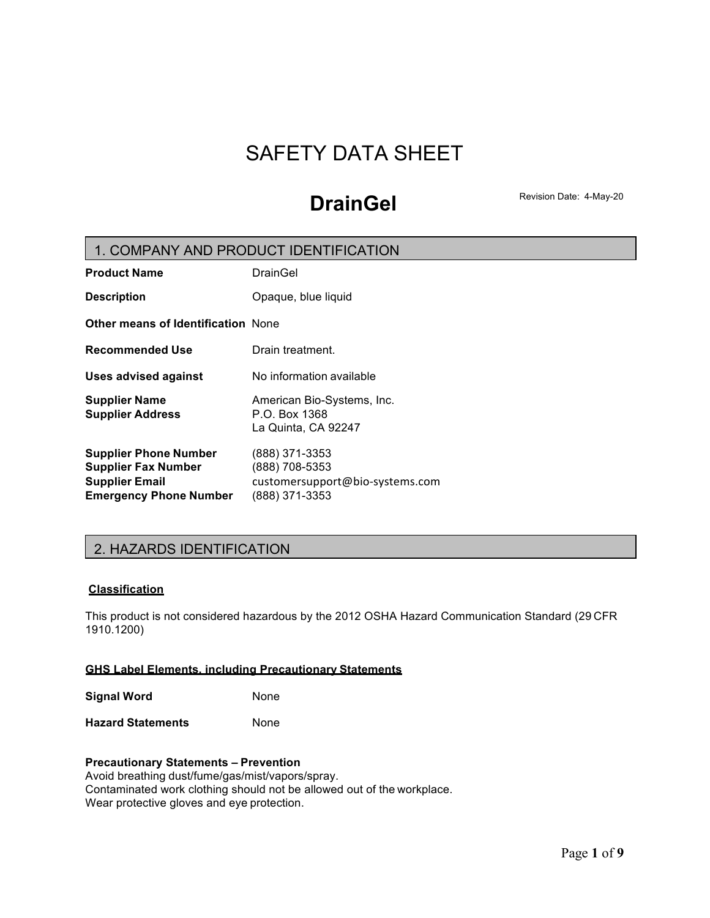# SAFETY DATA SHEET

## DrainGel

Revision Date: 4-May-20

## 1. COMPANY AND PRODUCT IDENTIFICATION

**Product Name** DrainGel

**Description** Opaque, blue liquid

**Other means of Identification** None

**Recommended Use** Drain treatment.

**Uses advised against** No information available

**Supplier Name** American Bio-Systems, Inc.
**Supplier Address** P.O. Box 1368
La Quinta, CA 92247

**Supplier Phone Number** (888) 371-3353
**Supplier Fax Number** (888) 708-5353
**Supplier Email** customersupport@bio-systems.com
**Emergency Phone Number** (888) 371-3353

## 2. HAZARDS IDENTIFICATION

**Classification**

This product is not considered hazardous by the 2012 OSHA Hazard Communication Standard (29 CFR 1910.1200)

**GHS Label Elements, including Precautionary Statements**

**Signal Word** None

**Hazard Statements** None

**Precautionary Statements – Prevention**
Avoid breathing dust/fume/gas/mist/vapors/spray.
Contaminated work clothing should not be allowed out of the workplace.
Wear protective gloves and eye protection.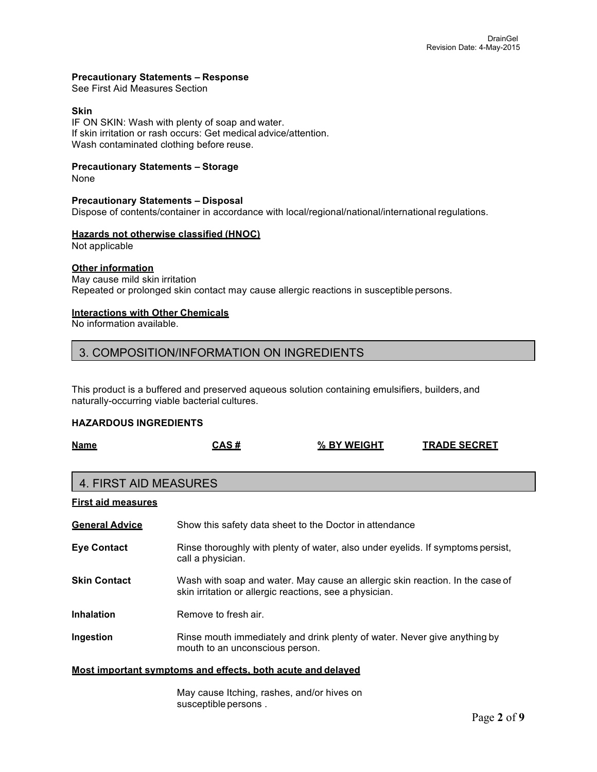**Precautionary Statements – Response**
See First Aid Measures Section

**Skin**
IF ON SKIN: Wash with plenty of soap and water.
If skin irritation or rash occurs: Get medical advice/attention.
Wash contaminated clothing before reuse.

**Precautionary Statements – Storage**
None

**Precautionary Statements – Disposal**
Dispose of contents/container in accordance with local/regional/national/international regulations.

**Hazards not otherwise classified (HNOC)**
Not applicable

**Other information**
May cause mild skin irritation
Repeated or prolonged skin contact may cause allergic reactions in susceptible persons.

**Interactions with Other Chemicals**
No information available.

## 3. COMPOSITION/INFORMATION ON INGREDIENTS

This product is a buffered and preserved aqueous solution containing emulsifiers, builders, and naturally-occurring viable bacterial cultures.

**HAZARDOUS INGREDIENTS**

| Name | CAS # | % BY WEIGHT | TRADE SECRET |
|---|---|---|---|

## 4. FIRST AID MEASURES

**First aid measures**

**General Advice** Show this safety data sheet to the Doctor in attendance

**Eye Contact** Rinse thoroughly with plenty of water, also under eyelids. If symptoms persist, call a physician.

**Skin Contact** Wash with soap and water. May cause an allergic skin reaction. In the case of skin irritation or allergic reactions, see a physician.

**Inhalation** Remove to fresh air.

**Ingestion** Rinse mouth immediately and drink plenty of water. Never give anything by mouth to an unconscious person.

**Most important symptoms and effects, both acute and delayed**

May cause Itching, rashes, and/or hives on susceptible persons .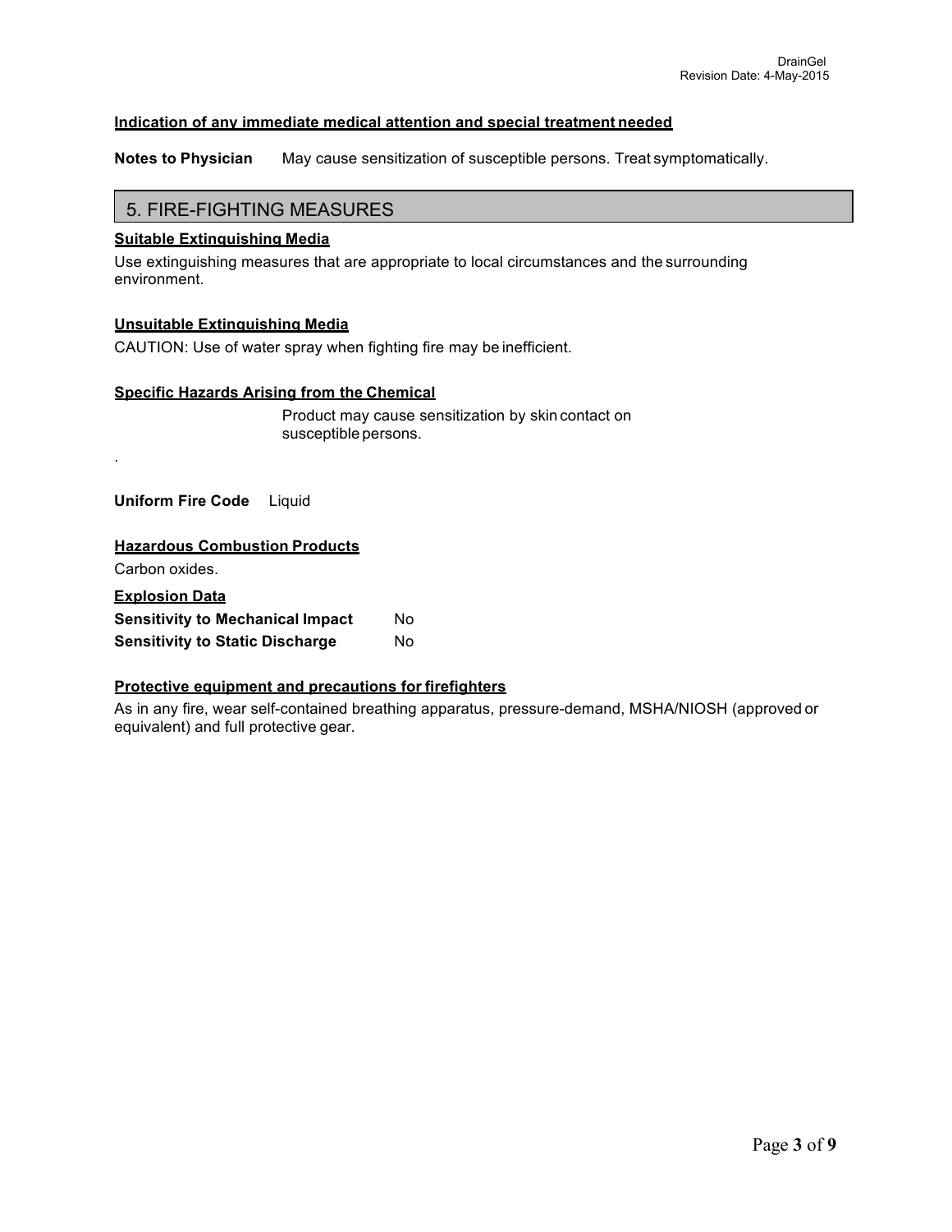**Indication of any immediate medical attention and special treatment needed**

**Notes to Physician** May cause sensitization of susceptible persons. Treat symptomatically.

## 5. FIRE-FIGHTING MEASURES

**Suitable Extinguishing Media**

Use extinguishing measures that are appropriate to local circumstances and the surrounding environment.

**Unsuitable Extinguishing Media**

CAUTION: Use of water spray when fighting fire may be inefficient.

**Specific Hazards Arising from the Chemical**

Product may cause sensitization by skin contact on susceptible persons.

.

**Uniform Fire Code** Liquid

**Hazardous Combustion Products**

Carbon oxides.

**Explosion Data**

| | |
|---|---|
| **Sensitivity to Mechanical Impact** | No |
| **Sensitivity to Static Discharge** | No |

**Protective equipment and precautions for firefighters**

As in any fire, wear self-contained breathing apparatus, pressure-demand, MSHA/NIOSH (approved or equivalent) and full protective gear.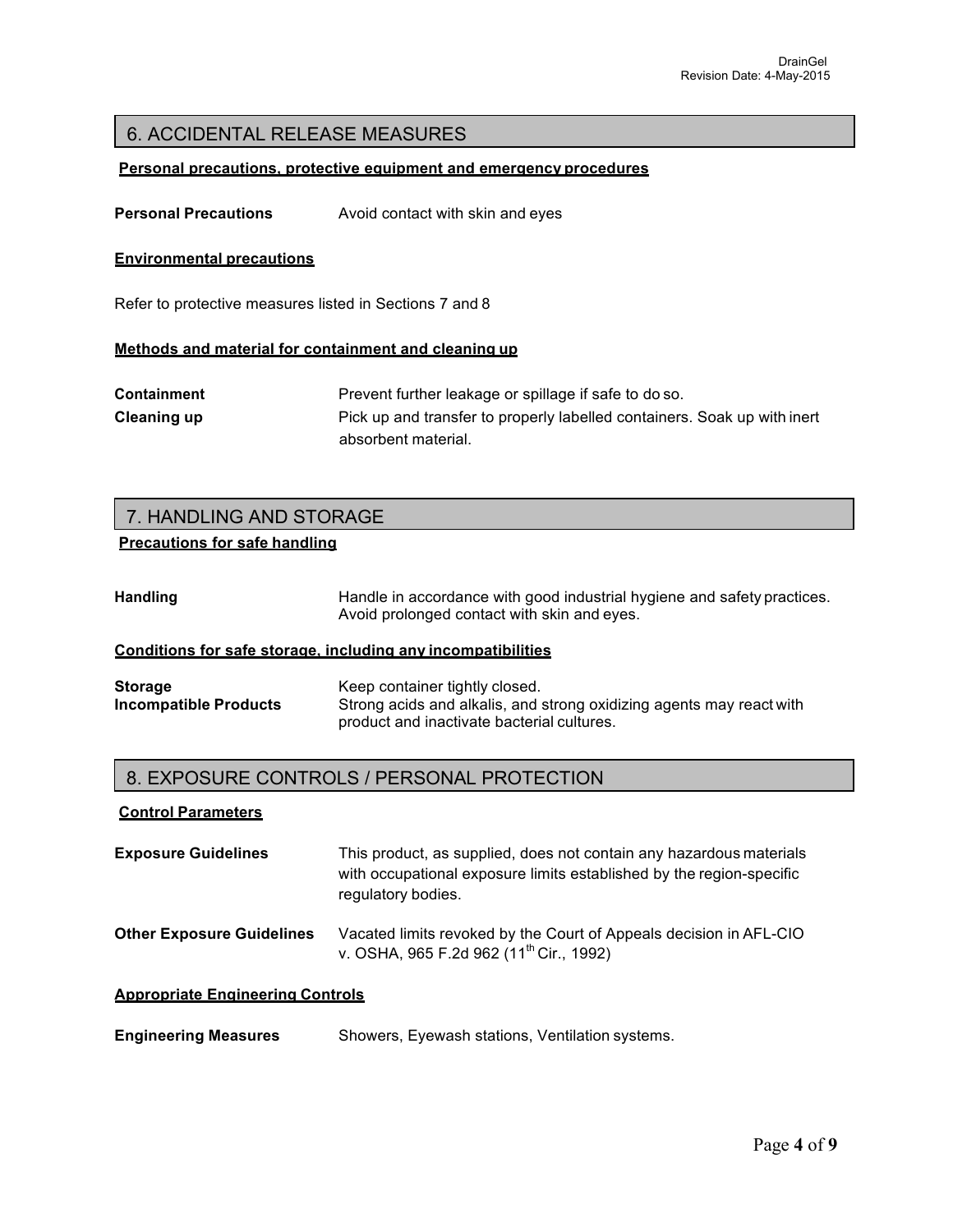## 6. ACCIDENTAL RELEASE MEASURES

**Personal precautions, protective equipment and emergency procedures**

**Personal Precautions** Avoid contact with skin and eyes

**Environmental precautions**

Refer to protective measures listed in Sections 7 and 8

**Methods and material for containment and cleaning up**

**Containment** Prevent further leakage or spillage if safe to do so.

**Cleaning up** Pick up and transfer to properly labelled containers. Soak up with inert absorbent material.

## 7. HANDLING AND STORAGE

**Precautions for safe handling**

**Handling** Handle in accordance with good industrial hygiene and safety practices. Avoid prolonged contact with skin and eyes.

**Conditions for safe storage, including any incompatibilities**

**Storage** Keep container tightly closed.

**Incompatible Products** Strong acids and alkalis, and strong oxidizing agents may react with product and inactivate bacterial cultures.

## 8. EXPOSURE CONTROLS / PERSONAL PROTECTION

**Control Parameters**

**Exposure Guidelines** This product, as supplied, does not contain any hazardous materials with occupational exposure limits established by the region-specific regulatory bodies.

**Other Exposure Guidelines** Vacated limits revoked by the Court of Appeals decision in AFL-CIO v. OSHA, 965 F.2d 962 (11th Cir., 1992)

**Appropriate Engineering Controls**

**Engineering Measures** Showers, Eyewash stations, Ventilation systems.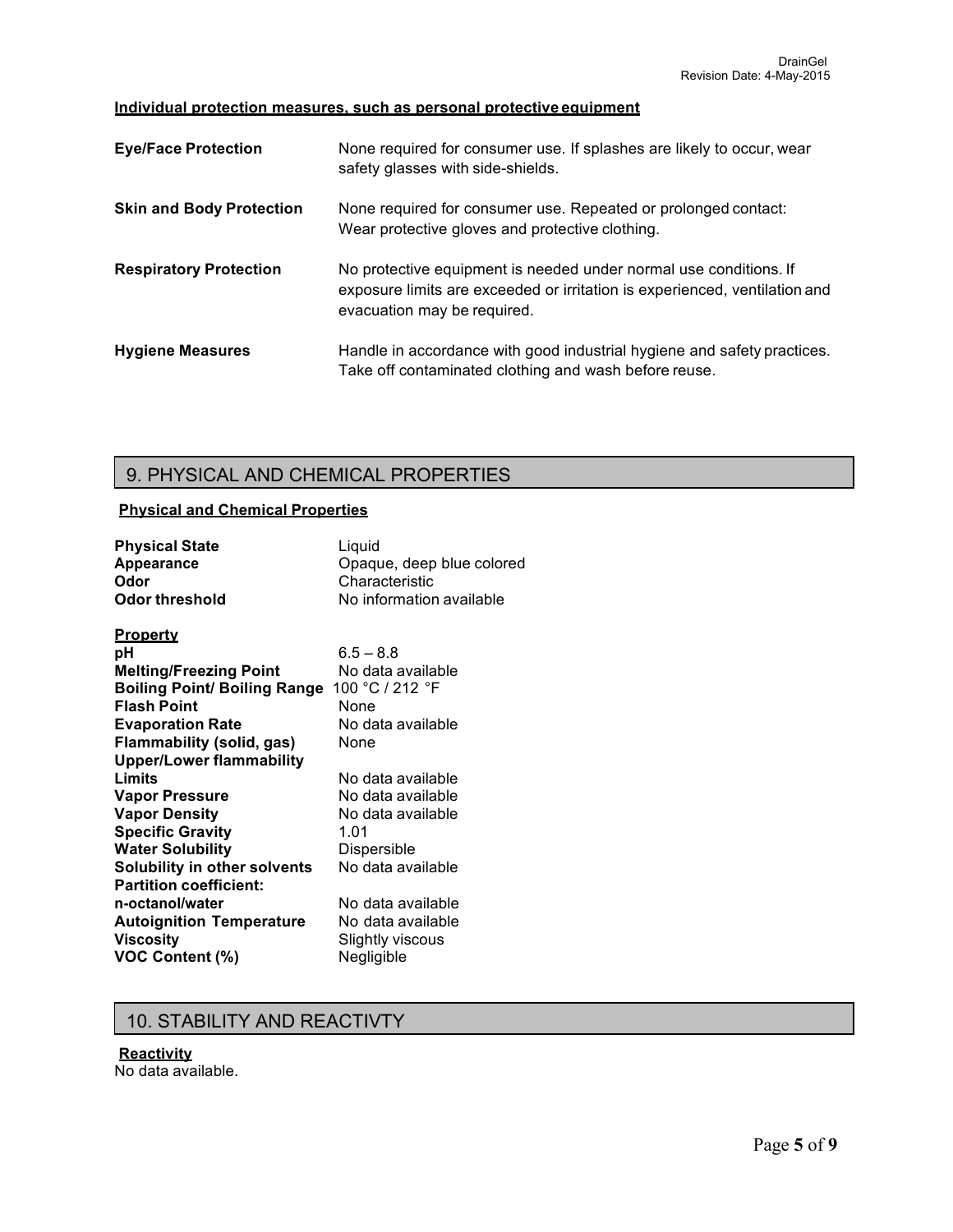**Individual protection measures, such as personal protective equipment**

| | |
|---|---|
| **Eye/Face Protection** | None required for consumer use. If splashes are likely to occur, wear safety glasses with side-shields. |
| **Skin and Body Protection** | None required for consumer use. Repeated or prolonged contact: Wear protective gloves and protective clothing. |
| **Respiratory Protection** | No protective equipment is needed under normal use conditions. If exposure limits are exceeded or irritation is experienced, ventilation and evacuation may be required. |
| **Hygiene Measures** | Handle in accordance with good industrial hygiene and safety practices. Take off contaminated clothing and wash before reuse. |

## 9. PHYSICAL AND CHEMICAL PROPERTIES

**Physical and Chemical Properties**

| | |
|---|---|
| **Physical State** | Liquid |
| **Appearance** | Opaque, deep blue colored |
| **Odor** | Characteristic |
| **Odor threshold** | No information available |

**Property**

| | |
|---|---|
| **pH** | 6.5 – 8.8 |
| **Melting/Freezing Point** | No data available |
| **Boiling Point/ Boiling Range** | 100 °C / 212 °F |
| **Flash Point** | None |
| **Evaporation Rate** | No data available |
| **Flammability (solid, gas)** | None |
| **Upper/Lower flammability Limits** | No data available |
| **Vapor Pressure** | No data available |
| **Vapor Density** | No data available |
| **Specific Gravity** | 1.01 |
| **Water Solubility** | Dispersible |
| **Solubility in other solvents** | No data available |
| **Partition coefficient: n-octanol/water** | No data available |
| **Autoignition Temperature** | No data available |
| **Viscosity** | Slightly viscous |
| **VOC Content (%)** | Negligible |

## 10. STABILITY AND REACTIVTY

**Reactivity**

No data available.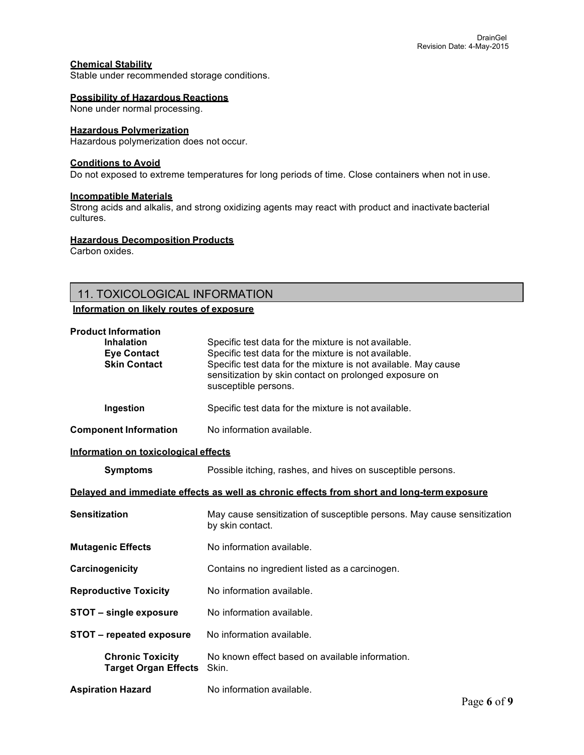### Chemical Stability

Stable under recommended storage conditions.

### Possibility of Hazardous Reactions

None under normal processing.

### Hazardous Polymerization

Hazardous polymerization does not occur.

### Conditions to Avoid

Do not exposed to extreme temperatures for long periods of time. Close containers when not in use.

### Incompatible Materials

Strong acids and alkalis, and strong oxidizing agents may react with product and inactivate bacterial cultures.

### Hazardous Decomposition Products

Carbon oxides.

## 11. TOXICOLOGICAL INFORMATION

### Information on likely routes of exposure

**Product Information**

| | |
|---|---|
| **Inhalation** | Specific test data for the mixture is not available. |
| **Eye Contact** | Specific test data for the mixture is not available. |
| **Skin Contact** | Specific test data for the mixture is not available. May cause sensitization by skin contact on prolonged exposure on susceptible persons. |
| **Ingestion** | Specific test data for the mixture is not available. |

**Component Information** No information available.

### Information on toxicological effects

**Symptoms** Possible itching, rashes, and hives on susceptible persons.

### Delayed and immediate effects as well as chronic effects from short and long-term exposure

| | |
|---|---|
| **Sensitization** | May cause sensitization of susceptible persons. May cause sensitization by skin contact. |
| **Mutagenic Effects** | No information available. |
| **Carcinogenicity** | Contains no ingredient listed as a carcinogen. |
| **Reproductive Toxicity** | No information available. |
| **STOT – single exposure** | No information available. |
| **STOT – repeated exposure** | No information available. |
| **Chronic Toxicity** | No known effect based on available information. |
| **Target Organ Effects** | Skin. |
| **Aspiration Hazard** | No information available. |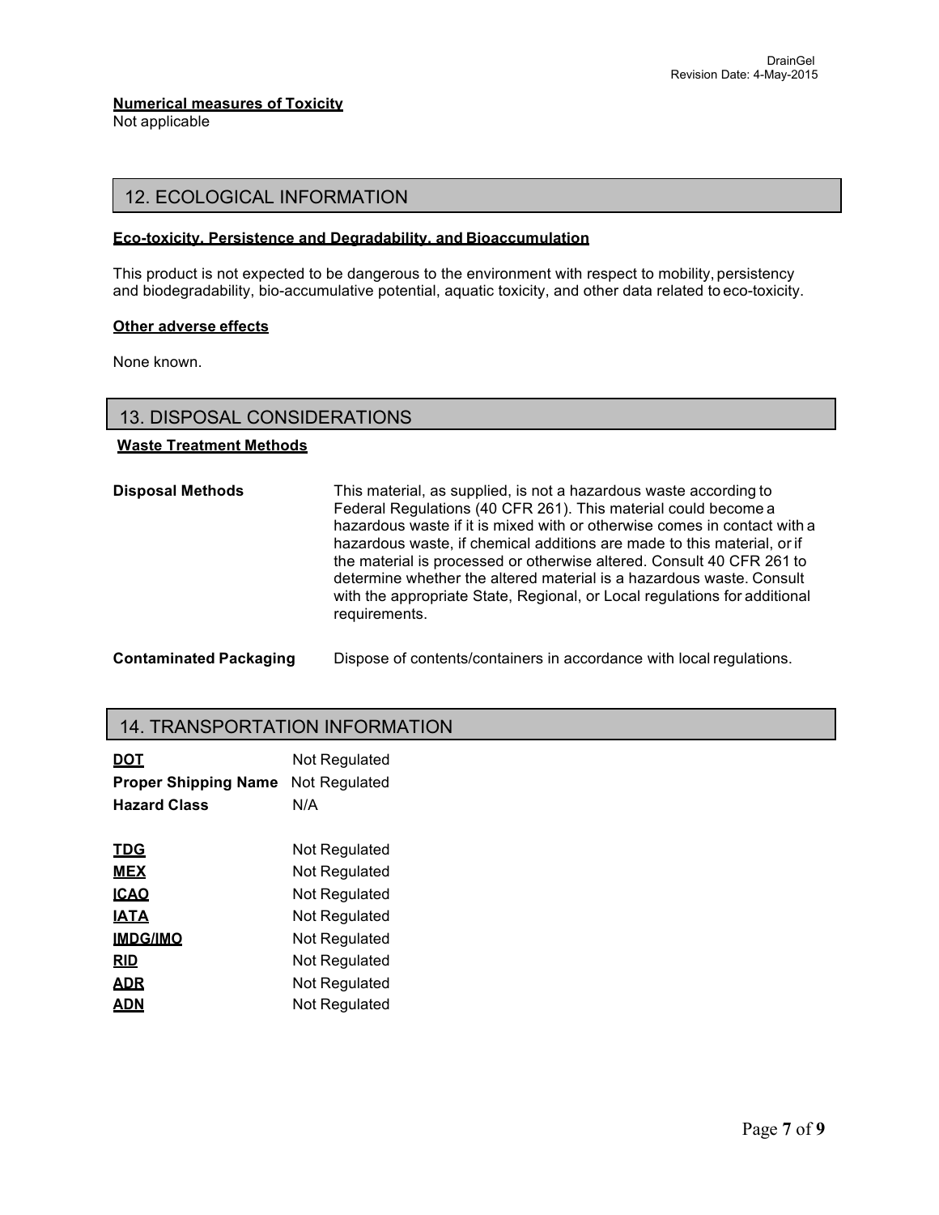**Numerical measures of Toxicity**
Not applicable

## 12. ECOLOGICAL INFORMATION

**Eco-toxicity, Persistence and Degradability, and Bioaccumulation**

This product is not expected to be dangerous to the environment with respect to mobility, persistency and biodegradability, bio-accumulative potential, aquatic toxicity, and other data related to eco-toxicity.

**Other adverse effects**

None known.

## 13. DISPOSAL CONSIDERATIONS

**Waste Treatment Methods**

| | |
|---|---|
| **Disposal Methods** | This material, as supplied, is not a hazardous waste according to Federal Regulations (40 CFR 261). This material could become a hazardous waste if it is mixed with or otherwise comes in contact with a hazardous waste, if chemical additions are made to this material, or if the material is processed or otherwise altered. Consult 40 CFR 261 to determine whether the altered material is a hazardous waste. Consult with the appropriate State, Regional, or Local regulations for additional requirements. |
| **Contaminated Packaging** | Dispose of contents/containers in accordance with local regulations. |

## 14. TRANSPORTATION INFORMATION

| | |
|---|---|
| **DOT** | Not Regulated |
| **Proper Shipping Name** | Not Regulated |
| **Hazard Class** | N/A |
| | |
| **TDG** | Not Regulated |
| **MEX** | Not Regulated |
| **ICAO** | Not Regulated |
| **IATA** | Not Regulated |
| **IMDG/IMO** | Not Regulated |
| **RID** | Not Regulated |
| **ADR** | Not Regulated |
| **ADN** | Not Regulated |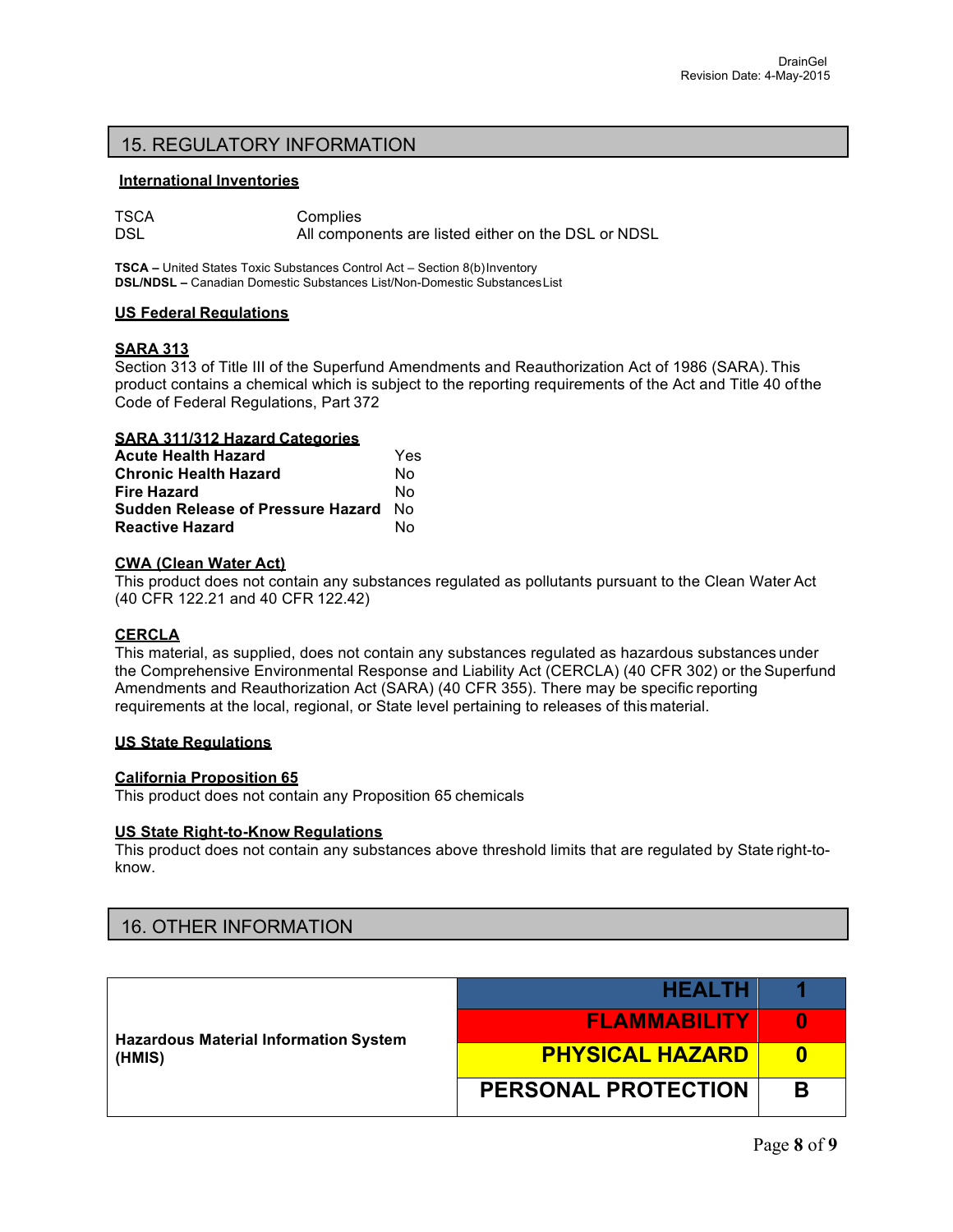## 15. REGULATORY INFORMATION

**International Inventories**

| | |
|---|---|
| TSCA | Complies |
| DSL | All components are listed either on the DSL or NDSL |

**TSCA –** United States Toxic Substances Control Act – Section 8(b) Inventory
**DSL/NDSL –** Canadian Domestic Substances List/Non-Domestic Substances List

**US Federal Regulations**

**SARA 313**
Section 313 of Title III of the Superfund Amendments and Reauthorization Act of 1986 (SARA). This product contains a chemical which is subject to the reporting requirements of the Act and Title 40 of the Code of Federal Regulations, Part 372

**SARA 311/312 Hazard Categories**

| | |
|---|---|
| **Acute Health Hazard** | Yes |
| **Chronic Health Hazard** | No |
| **Fire Hazard** | No |
| **Sudden Release of Pressure Hazard** | No |
| **Reactive Hazard** | No |

**CWA (Clean Water Act)**
This product does not contain any substances regulated as pollutants pursuant to the Clean Water Act (40 CFR 122.21 and 40 CFR 122.42)

**CERCLA**
This material, as supplied, does not contain any substances regulated as hazardous substances under the Comprehensive Environmental Response and Liability Act (CERCLA) (40 CFR 302) or the Superfund Amendments and Reauthorization Act (SARA) (40 CFR 355). There may be specific reporting requirements at the local, regional, or State level pertaining to releases of this material.

**US State Regulations**

**California Proposition 65**
This product does not contain any Proposition 65 chemicals

**US State Right-to-Know Regulations**
This product does not contain any substances above threshold limits that are regulated by State right-to-know.

## 16. OTHER INFORMATION

| Hazardous Material Information System (HMIS) | | |
|---|---|---|
| | HEALTH | 1 |
| | FLAMMABILITY | 0 |
| | PHYSICAL HAZARD | 0 |
| | PERSONAL PROTECTION | B |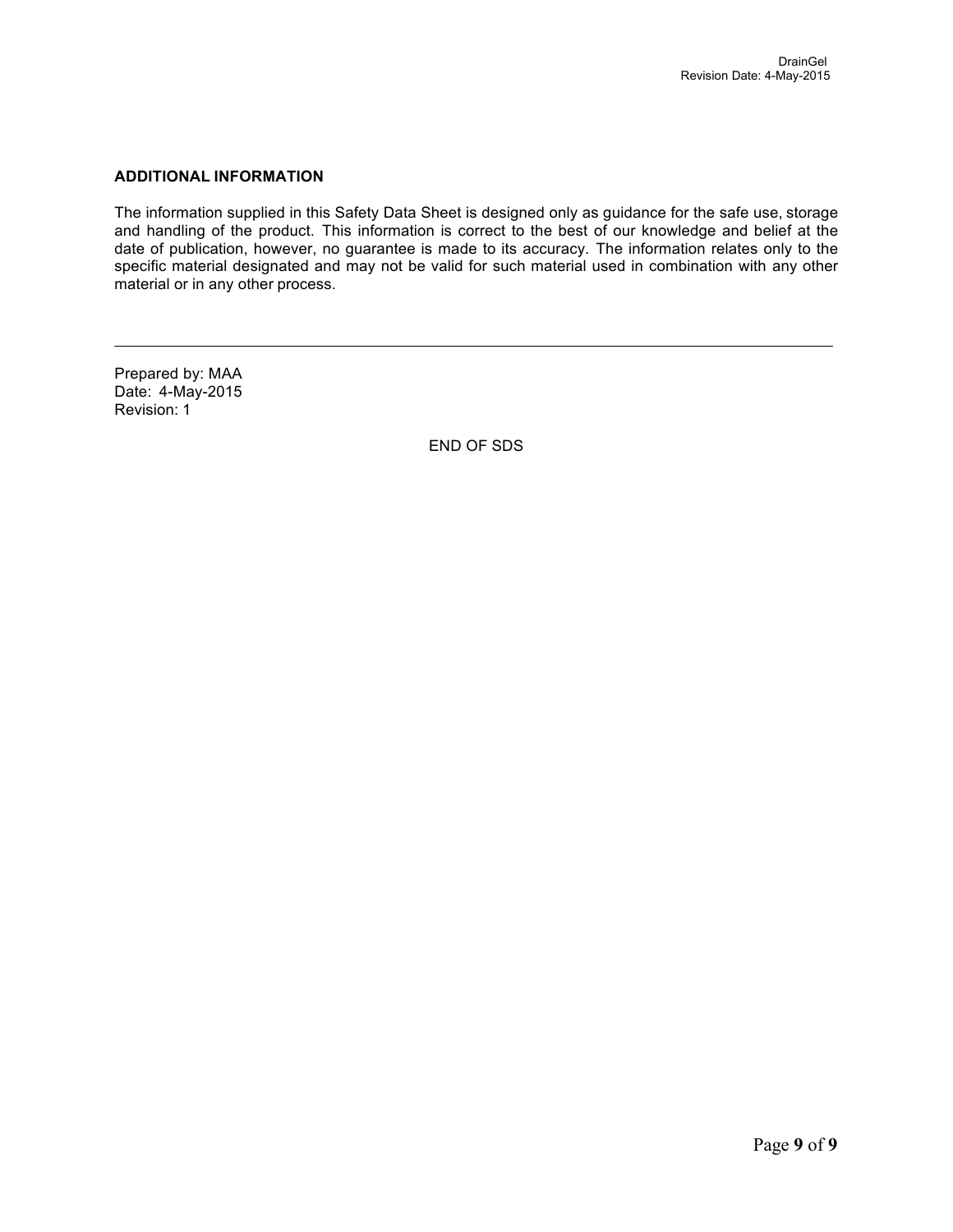### ADDITIONAL INFORMATION

The information supplied in this Safety Data Sheet is designed only as guidance for the safe use, storage and handling of the product. This information is correct to the best of our knowledge and belief at the date of publication, however, no guarantee is made to its accuracy. The information relates only to the specific material designated and may not be valid for such material used in combination with any other material or in any other process.

---

Prepared by: MAA
Date: 4-May-2015
Revision: 1

END OF SDS